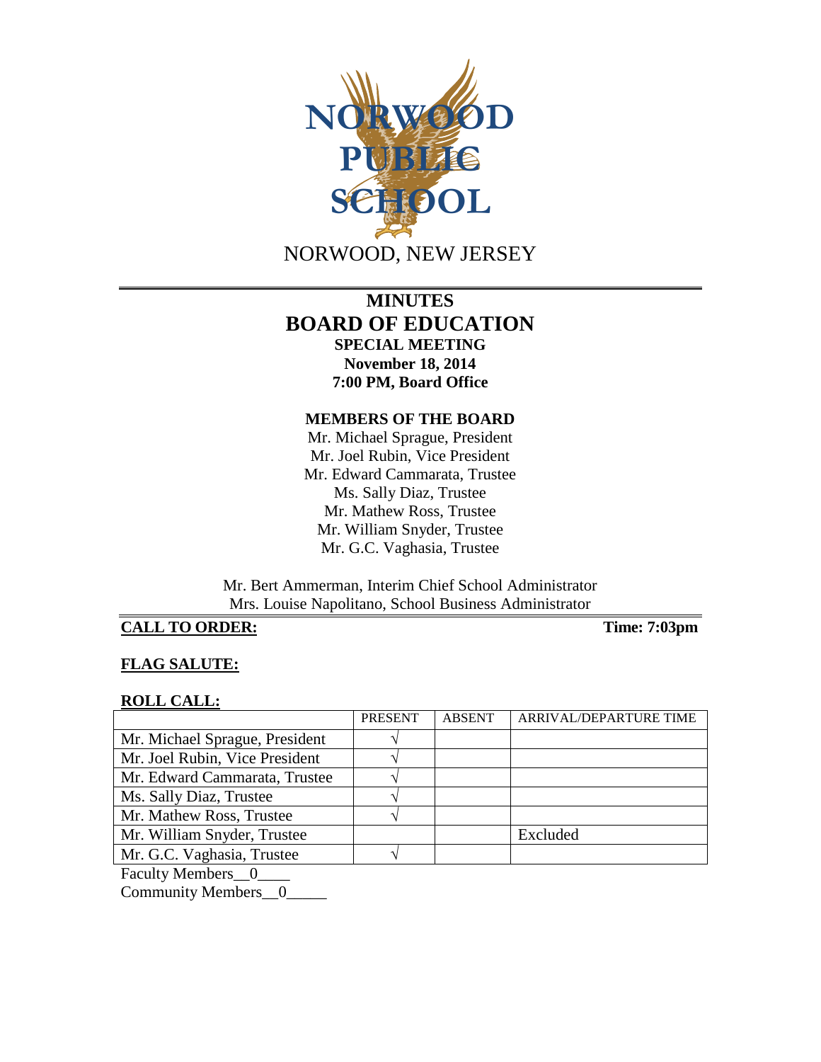# NORWOOD PUBLIC SCHOOL

NORWOOD, NEW JERSEY

## MINUTES
## BOARD OF EDUCATION
### SPECIAL MEETING
**November 18, 2014**
**7:00 PM, Board Office**

**MEMBERS OF THE BOARD**

Mr. Michael Sprague, President
Mr. Joel Rubin, Vice President
Mr. Edward Cammarata, Trustee
Ms. Sally Diaz, Trustee
Mr. Mathew Ross, Trustee
Mr. William Snyder, Trustee
Mr. G.C. Vaghasia, Trustee

Mr. Bert Ammerman, Interim Chief School Administrator
Mrs. Louise Napolitano, School Business Administrator

**CALL TO ORDER:** **Time: 7:03pm**

**FLAG SALUTE:**

**ROLL CALL:**

| | PRESENT | ABSENT | ARRIVAL/DEPARTURE TIME |
|---|---|---|---|
| Mr. Michael Sprague, President | √ | | |
| Mr. Joel Rubin, Vice President | √ | | |
| Mr. Edward Cammarata, Trustee | √ | | |
| Ms. Sally Diaz, Trustee | √ | | |
| Mr. Mathew Ross, Trustee | √ | | |
| Mr. William Snyder, Trustee | | | Excluded |
| Mr. G.C. Vaghasia, Trustee | √ | | |

Faculty Members__0____
Community Members__0_____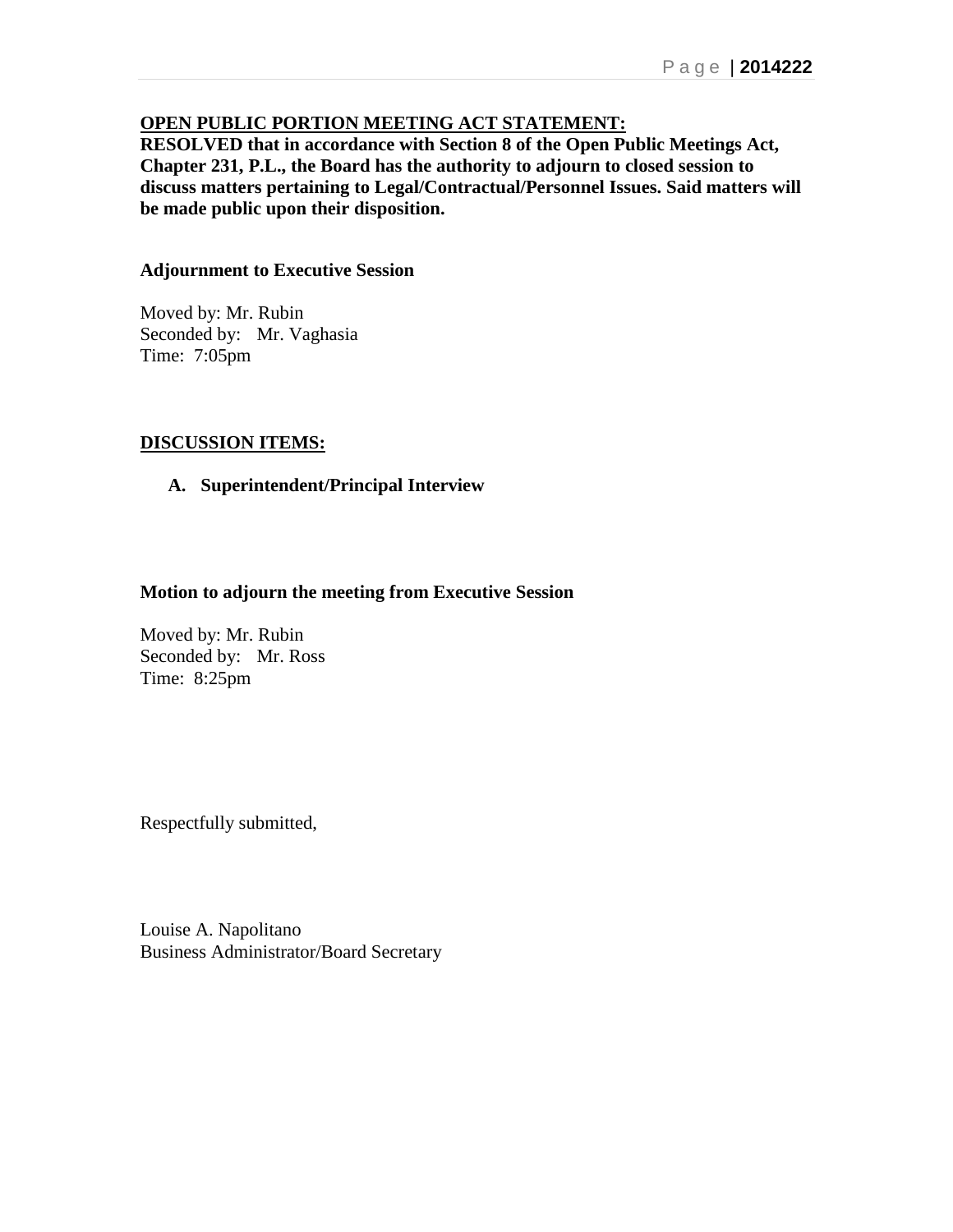**OPEN PUBLIC PORTION MEETING ACT STATEMENT:**

**RESOLVED that in accordance with Section 8 of the Open Public Meetings Act, Chapter 231, P.L., the Board has the authority to adjourn to closed session to discuss matters pertaining to Legal/Contractual/Personnel Issues. Said matters will be made public upon their disposition.**

**Adjournment to Executive Session**

Moved by: Mr. Rubin
Seconded by: Mr. Vaghasia
Time: 7:05pm

**DISCUSSION ITEMS:**

**A. Superintendent/Principal Interview**

**Motion to adjourn the meeting from Executive Session**

Moved by: Mr. Rubin
Seconded by: Mr. Ross
Time: 8:25pm

Respectfully submitted,

Louise A. Napolitano
Business Administrator/Board Secretary